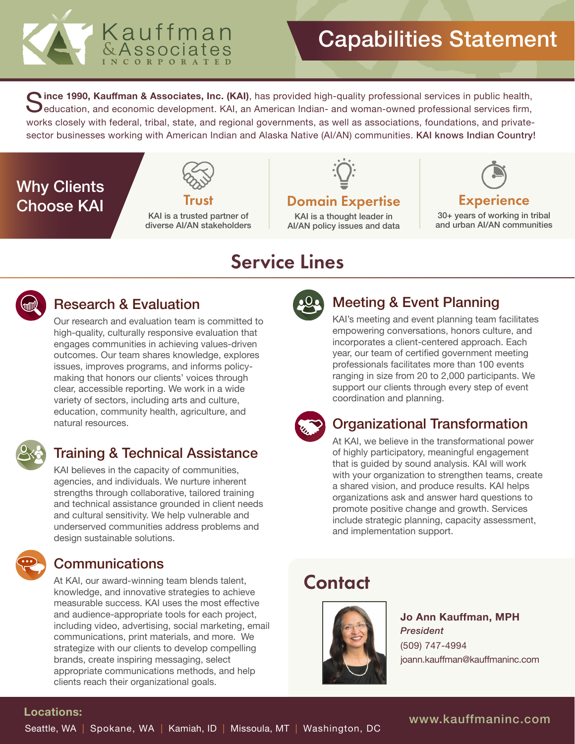Kauffman & Associates INCORPORATED

# Capabilities Statement

**Since 1990, Kauffman & Associates, Inc. (KAI)**, has provided high-quality professional services in public health, education, and economic development. KAI, an American Indian- and woman-owned professional services firm, works closely with federal, tribal, state, and regional governments, as well as associations, foundations, and private-sector businesses working with American Indian and Alaska Native (AI/AN) communities. **KAI knows Indian Country!**

## Why Clients Choose KAI

**Trust**
KAI is a trusted partner of diverse AI/AN stakeholders

**Domain Expertise**
KAI is a thought leader in AI/AN policy issues and data

**Experience**
30+ years of working in tribal and urban AI/AN communities

## Service Lines

### Research & Evaluation

Our research and evaluation team is committed to high-quality, culturally responsive evaluation that engages communities in achieving values-driven outcomes. Our team shares knowledge, explores issues, improves programs, and informs policy-making that honors our clients' voices through clear, accessible reporting. We work in a wide variety of sectors, including arts and culture, education, community health, agriculture, and natural resources.

### Training & Technical Assistance

KAI believes in the capacity of communities, agencies, and individuals. We nurture inherent strengths through collaborative, tailored training and technical assistance grounded in client needs and cultural sensitivity. We help vulnerable and underserved communities address problems and design sustainable solutions.

### Communications

At KAI, our award-winning team blends talent, knowledge, and innovative strategies to achieve measurable success. KAI uses the most effective and audience-appropriate tools for each project, including video, advertising, social marketing, email communications, print materials, and more. We strategize with our clients to develop compelling brands, create inspiring messaging, select appropriate communications methods, and help clients reach their organizational goals.

### Meeting & Event Planning

KAI's meeting and event planning team facilitates empowering conversations, honors culture, and incorporates a client-centered approach. Each year, our team of certified government meeting professionals facilitates more than 100 events ranging in size from 20 to 2,000 participants. We support our clients through every step of event coordination and planning.

### Organizational Transformation

At KAI, we believe in the transformational power of highly participatory, meaningful engagement that is guided by sound analysis. KAI will work with your organization to strengthen teams, create a shared vision, and produce results. KAI helps organizations ask and answer hard questions to promote positive change and growth. Services include strategic planning, capacity assessment, and implementation support.

## Contact

**Jo Ann Kauffman, MPH**
***President***
(509) 747-4994
joann.kauffman@kauffmaninc.com

**Locations:**
Seattle, WA | Spokane, WA | Kamiah, ID | Missoula, MT | Washington, DC

www.kauffmaninc.com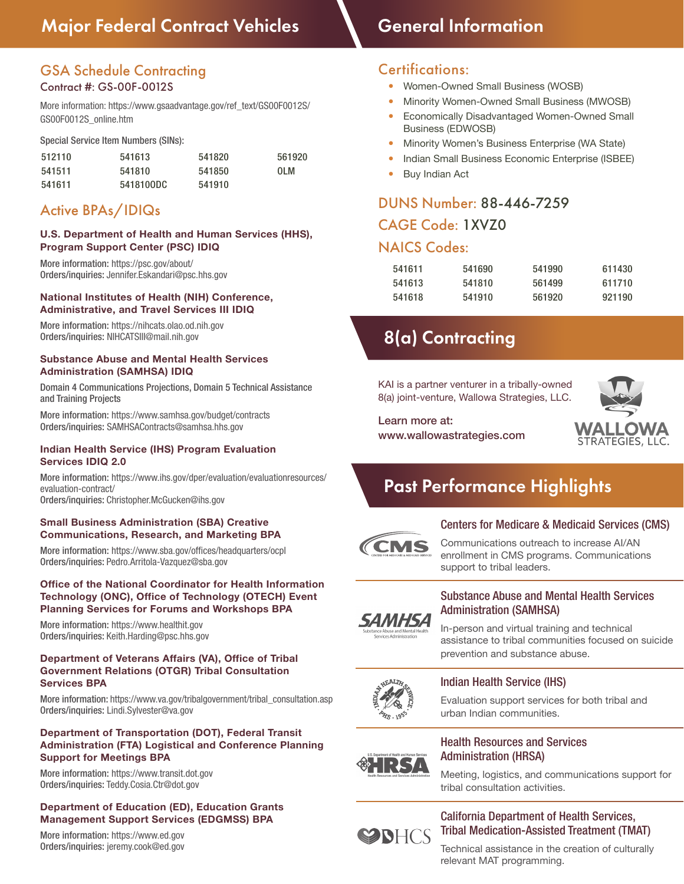# Major Federal Contract Vehicles

## GSA Schedule Contracting

Contract #: GS-00F-0012S

More information: https://www.gsaadvantage.gov/ref_text/GS00F0012S/GS00F0012S_online.htm

Special Service Item Numbers (SINs):

| | | | |
|---|---|---|---|
| 512110 | 541613 | 541820 | 561920 |
| 541511 | 541810 | 541850 | OLM |
| 541611 | 541810ODC | 541910 | |

## Active BPAs/IDIQs

**U.S. Department of Health and Human Services (HHS), Program Support Center (PSC) IDIQ**

More information: https://psc.gov/about/
Orders/inquiries: Jennifer.Eskandari@psc.hhs.gov

**National Institutes of Health (NIH) Conference, Administrative, and Travel Services III IDIQ**

More information: https://nihcats.olao.od.nih.gov
Orders/inquiries: NIHCATSIII@mail.nih.gov

**Substance Abuse and Mental Health Services Administration (SAMHSA) IDIQ**

Domain 4 Communications Projections, Domain 5 Technical Assistance and Training Projects

More information: https://www.samhsa.gov/budget/contracts
Orders/inquiries: SAMHSAContracts@samhsa.hhs.gov

**Indian Health Service (IHS) Program Evaluation Services IDIQ 2.0**

More information: https://www.ihs.gov/dper/evaluation/evaluationresources/evaluation-contract/
Orders/inquiries: Christopher.McGucken@ihs.gov

**Small Business Administration (SBA) Creative Communications, Research, and Marketing BPA**

More information: https://www.sba.gov/offices/headquarters/ocpl
Orders/inquiries: Pedro.Arritola-Vazquez@sba.gov

**Office of the National Coordinator for Health Information Technology (ONC), Office of Technology (OTECH) Event Planning Services for Forums and Workshops BPA**

More information: https://www.healthit.gov
Orders/inquiries: Keith.Harding@psc.hhs.gov

**Department of Veterans Affairs (VA), Office of Tribal Government Relations (OTGR) Tribal Consultation Services BPA**

More information: https://www.va.gov/tribalgovernment/tribal_consultation.asp
Orders/inquiries: Lindi.Sylvester@va.gov

**Department of Transportation (DOT), Federal Transit Administration (FTA) Logistical and Conference Planning Support for Meetings BPA**

More information: https://www.transit.dot.gov
Orders/inquiries: Teddy.Cosia.Ctr@dot.gov

**Department of Education (ED), Education Grants Management Support Services (EDGMSS) BPA**

More information: https://www.ed.gov
Orders/inquiries: jeremy.cook@ed.gov

# General Information

## Certifications:

- Women-Owned Small Business (WOSB)
- Minority Women-Owned Small Business (MWOSB)
- Economically Disadvantaged Women-Owned Small Business (EDWOSB)
- Minority Women's Business Enterprise (WA State)
- Indian Small Business Economic Enterprise (ISBEE)
- Buy Indian Act

## DUNS Number: 88-446-7259

## CAGE Code: 1XVZ0

## NAICS Codes:

| | | | |
|---|---|---|---|
| 541611 | 541690 | 541990 | 611430 |
| 541613 | 541810 | 561499 | 611710 |
| 541618 | 541910 | 561920 | 921190 |

# 8(a) Contracting

KAI is a partner venturer in a tribally-owned 8(a) joint-venture, Wallowa Strategies, LLC.

Learn more at:
www.wallowastrategies.com

WALLOWA STRATEGIES, LLC.

# Past Performance Highlights

### Centers for Medicare & Medicaid Services (CMS)

Communications outreach to increase AI/AN enrollment in CMS programs. Communications support to tribal leaders.

### Substance Abuse and Mental Health Services Administration (SAMHSA)

In-person and virtual training and technical assistance to tribal communities focused on suicide prevention and substance abuse.

### Indian Health Service (IHS)

Evaluation support services for both tribal and urban Indian communities.

### Health Resources and Services Administration (HRSA)

Meeting, logistics, and communications support for tribal consultation activities.

### California Department of Health Services, Tribal Medication-Assisted Treatment (TMAT)

Technical assistance in the creation of culturally relevant MAT programming.